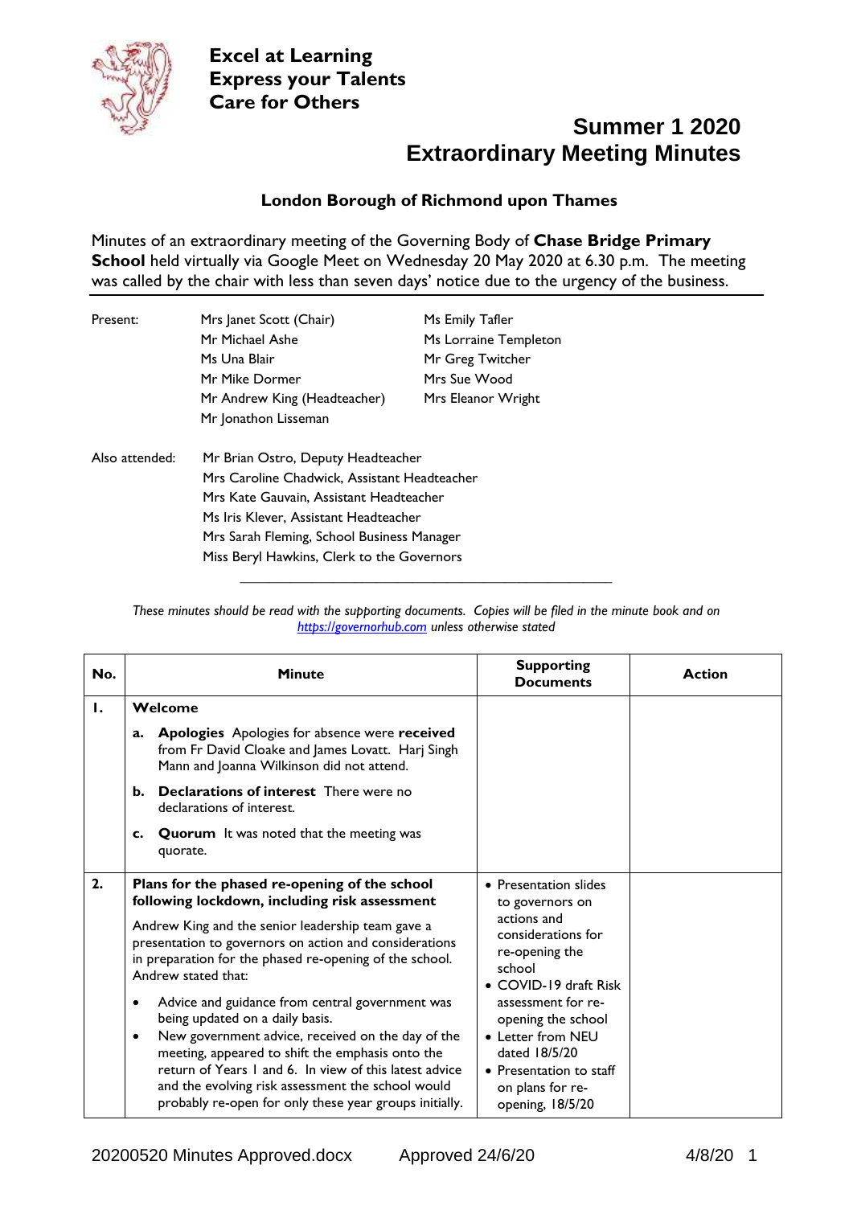**Excel at Learning**
**Express your Talents**
**Care for Others**

# Summer 1 2020
# Extraordinary Meeting Minutes

### London Borough of Richmond upon Thames

Minutes of an extraordinary meeting of the Governing Body of **Chase Bridge Primary School** held virtually via Google Meet on Wednesday 20 May 2020 at 6.30 p.m. The meeting was called by the chair with less than seven days' notice due to the urgency of the business.

| | | |
|---|---|---|
| Present: | Mrs Janet Scott (Chair) | Ms Emily Tafler |
| | Mr Michael Ashe | Ms Lorraine Templeton |
| | Ms Una Blair | Mr Greg Twitcher |
| | Mr Mike Dormer | Mrs Sue Wood |
| | Mr Andrew King (Headteacher) | Mrs Eleanor Wright |
| | Mr Jonathon Lisseman | |

Also attended:
Mr Brian Ostro, Deputy Headteacher
Mrs Caroline Chadwick, Assistant Headteacher
Mrs Kate Gauvain, Assistant Headteacher
Ms Iris Klever, Assistant Headteacher
Mrs Sarah Fleming, School Business Manager
Miss Beryl Hawkins, Clerk to the Governors

*These minutes should be read with the supporting documents. Copies will be filed in the minute book and on https://governorhub.com unless otherwise stated*

| No. | Minute | Supporting Documents | Action |
|---|---|---|---|
| **1.** | **Welcome**<br><br>**a. Apologies** Apologies for absence were **received** from Fr David Cloake and James Lovatt. Harj Singh Mann and Joanna Wilkinson did not attend.<br><br>**b. Declarations of interest** There were no declarations of interest.<br><br>**c. Quorum** It was noted that the meeting was quorate. | | |
| **2.** | **Plans for the phased re-opening of the school following lockdown, including risk assessment**<br><br>Andrew King and the senior leadership team gave a presentation to governors on action and considerations in preparation for the phased re-opening of the school. Andrew stated that:<br><br>• Advice and guidance from central government was being updated on a daily basis.<br>• New government advice, received on the day of the meeting, appeared to shift the emphasis onto the return of Years 1 and 6. In view of this latest advice and the evolving risk assessment the school would probably re-open for only these year groups initially. | • Presentation slides to governors on actions and considerations for re-opening the school<br>• COVID-19 draft Risk assessment for re-opening the school<br>• Letter from NEU dated 18/5/20<br>• Presentation to staff on plans for re-opening, 18/5/20 | |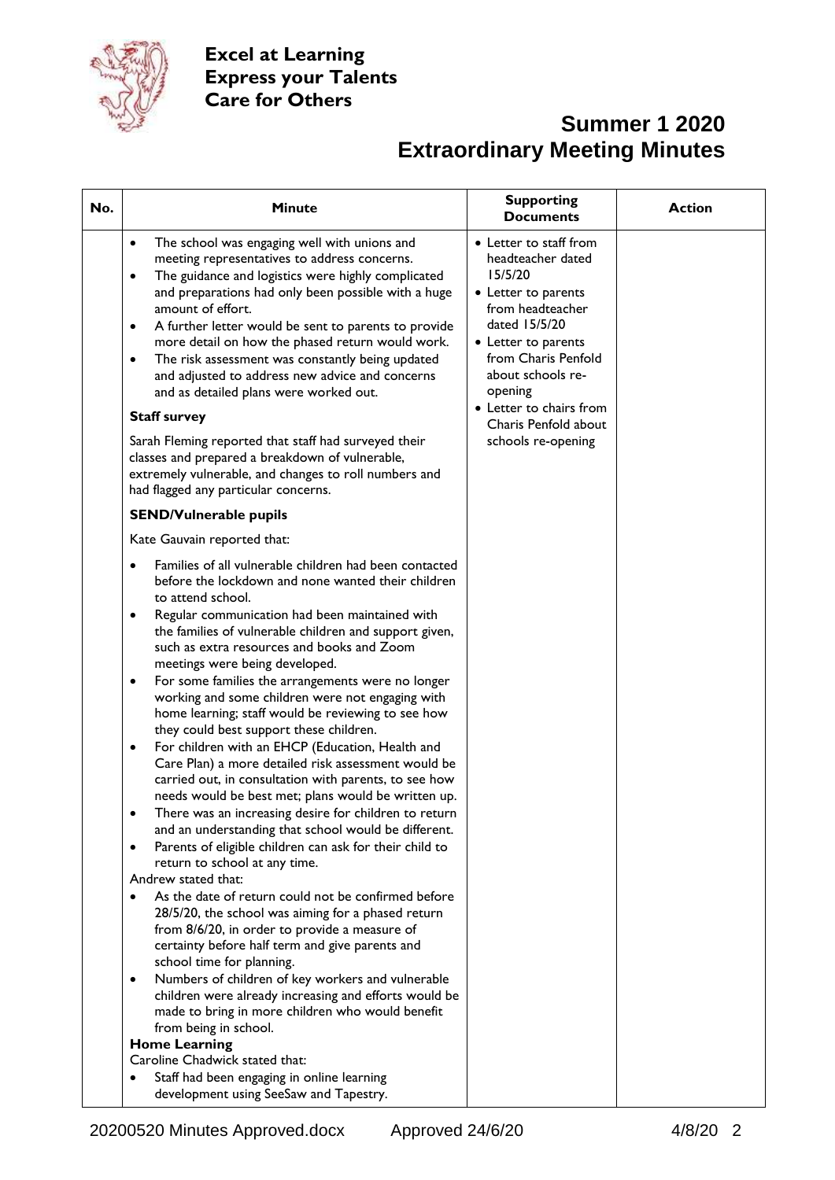**Excel at Learning**
**Express your Talents**
**Care for Others**

# Summer 1 2020
# Extraordinary Meeting Minutes

| No. | Minute | Supporting Documents | Action |
|---|---|---|---|
| | • The school was engaging well with unions and meeting representatives to address concerns.<br>• The guidance and logistics were highly complicated and preparations had only been possible with a huge amount of effort.<br>• A further letter would be sent to parents to provide more detail on how the phased return would work.<br>• The risk assessment was constantly being updated and adjusted to address new advice and concerns and as detailed plans were worked out.<br><br>**Staff survey**<br><br>Sarah Fleming reported that staff had surveyed their classes and prepared a breakdown of vulnerable, extremely vulnerable, and changes to roll numbers and had flagged any particular concerns.<br><br>**SEND/Vulnerable pupils**<br><br>Kate Gauvain reported that:<br><br>• Families of all vulnerable children had been contacted before the lockdown and none wanted their children to attend school.<br>• Regular communication had been maintained with the families of vulnerable children and support given, such as extra resources and books and Zoom meetings were being developed.<br>• For some families the arrangements were no longer working and some children were not engaging with home learning; staff would be reviewing to see how they could best support these children.<br>• For children with an EHCP (Education, Health and Care Plan) a more detailed risk assessment would be carried out, in consultation with parents, to see how needs would be best met; plans would be written up.<br>• There was an increasing desire for children to return and an understanding that school would be different.<br>• Parents of eligible children can ask for their child to return to school at any time.<br><br>Andrew stated that:<br><br>• As the date of return could not be confirmed before 28/5/20, the school was aiming for a phased return from 8/6/20, in order to provide a measure of certainty before half term and give parents and school time for planning.<br>• Numbers of children of key workers and vulnerable children were already increasing and efforts would be made to bring in more children who would benefit from being in school.<br><br>**Home Learning**<br><br>Caroline Chadwick stated that:<br><br>• Staff had been engaging in online learning development using SeeSaw and Tapestry. | • Letter to staff from headteacher dated 15/5/20<br>• Letter to parents from headteacher dated 15/5/20<br>• Letter to parents from Charis Penfold about schools re-opening<br>• Letter to chairs from Charis Penfold about schools re-opening | |

20200520 Minutes Approved.docx Approved 24/6/20 4/8/20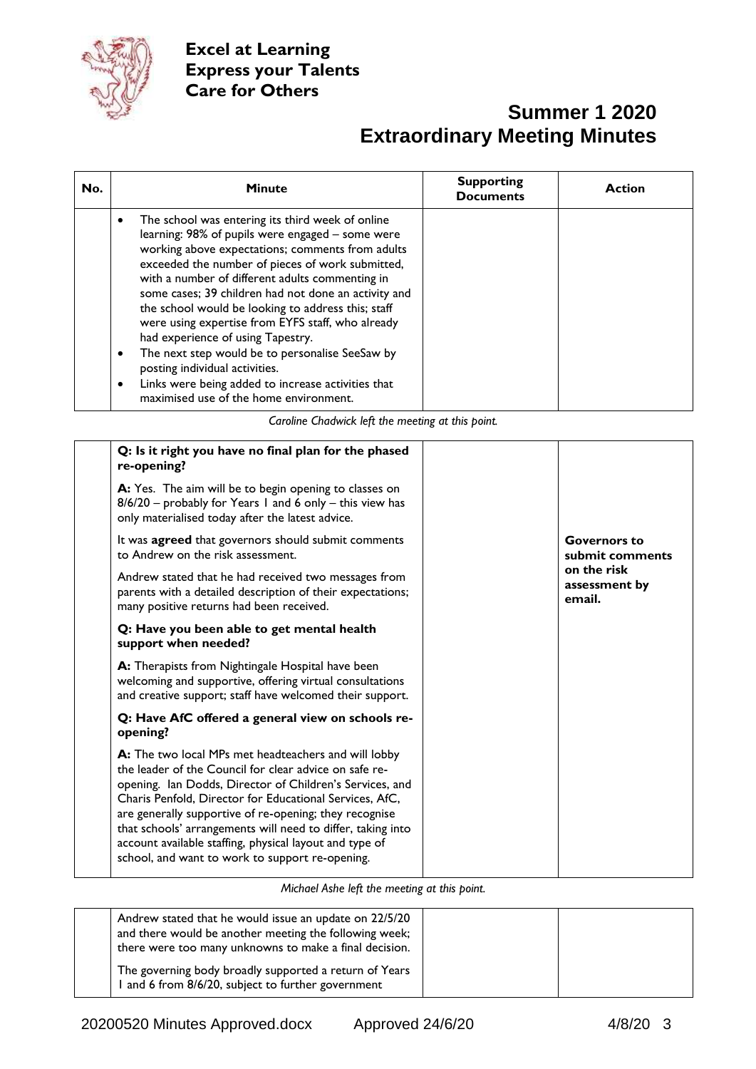**Excel at Learning**
**Express your Talents**
**Care for Others**

# Summer 1 2020
# Extraordinary Meeting Minutes

| No. | Minute | Supporting Documents | Action |
|---|---|---|---|
| | • The school was entering its third week of online learning: 98% of pupils were engaged – some were working above expectations; comments from adults exceeded the number of pieces of work submitted, with a number of different adults commenting in some cases; 39 children had not done an activity and the school would be looking to address this; staff were using expertise from EYFS staff, who already had experience of using Tapestry.<br>• The next step would be to personalise SeeSaw by posting individual activities.<br>• Links were being added to increase activities that maximised use of the home environment. | | |

*Caroline Chadwick left the meeting at this point.*

| No. | Minute | Supporting Documents | Action |
|---|---|---|---|
| | **Q: Is it right you have no final plan for the phased re-opening?**<br><br>**A:** Yes. The aim will be to begin opening to classes on 8/6/20 – probably for Years 1 and 6 only – this view has only materialised today after the latest advice.<br><br>It was **agreed** that governors should submit comments to Andrew on the risk assessment.<br><br>Andrew stated that he had received two messages from parents with a detailed description of their expectations; many positive returns had been received.<br><br>**Q: Have you been able to get mental health support when needed?**<br><br>**A:** Therapists from Nightingale Hospital have been welcoming and supportive, offering virtual consultations and creative support; staff have welcomed their support.<br><br>**Q: Have AfC offered a general view on schools re-opening?**<br><br>**A:** The two local MPs met headteachers and will lobby the leader of the Council for clear advice on safe re-opening. Ian Dodds, Director of Children's Services, and Charis Penfold, Director for Educational Services, AfC, are generally supportive of re-opening; they recognise that schools' arrangements will need to differ, taking into account available staffing, physical layout and type of school, and want to work to support re-opening. | | **Governors to submit comments on the risk assessment by email.** |

*Michael Ashe left the meeting at this point.*

| No. | Minute | Supporting Documents | Action |
|---|---|---|---|
| | Andrew stated that he would issue an update on 22/5/20 and there would be another meeting the following week; there were too many unknowns to make a final decision.<br><br>The governing body broadly supported a return of Years 1 and 6 from 8/6/20, subject to further government | | |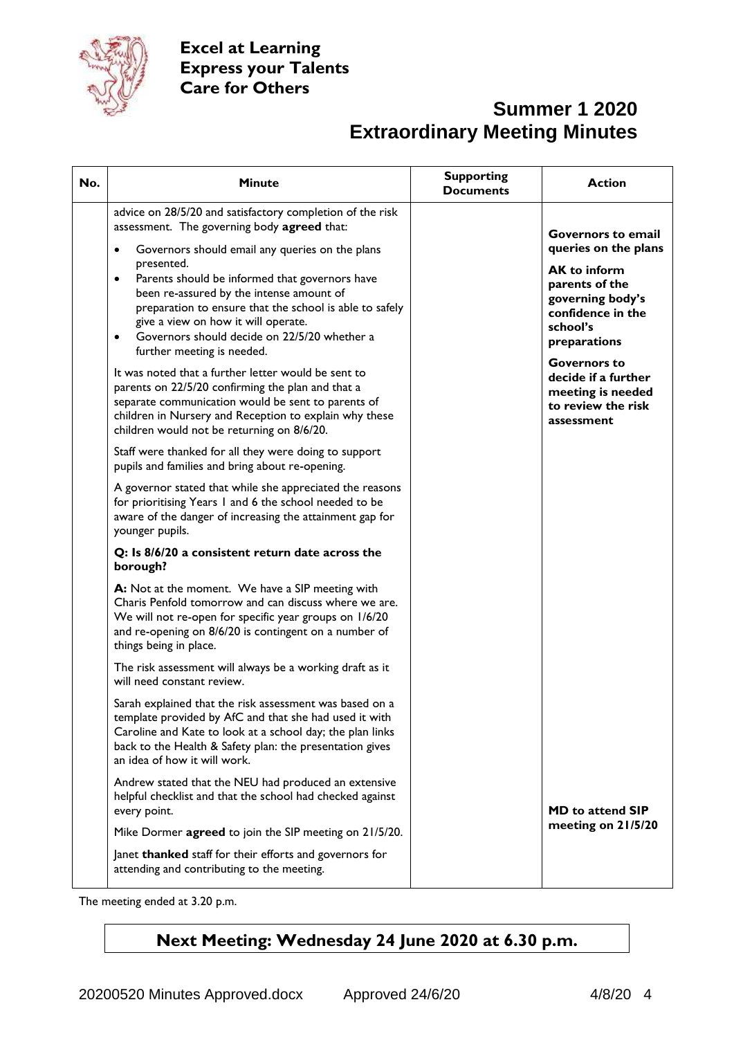**Excel at Learning**
**Express your Talents**
**Care for Others**

# Summer 1 2020
# Extraordinary Meeting Minutes

| No. | Minute | Supporting Documents | Action |
|---|---|---|---|
| | advice on 28/5/20 and satisfactory completion of the risk assessment. The governing body **agreed** that:<br>• Governors should email any queries on the plans presented.<br>• Parents should be informed that governors have been re-assured by the intense amount of preparation to ensure that the school is able to safely give a view on how it will operate.<br>• Governors should decide on 22/5/20 whether a further meeting is needed.<br>It was noted that a further letter would be sent to parents on 22/5/20 confirming the plan and that a separate communication would be sent to parents of children in Nursery and Reception to explain why these children would not be returning on 8/6/20.<br>Staff were thanked for all they were doing to support pupils and families and bring about re-opening.<br>A governor stated that while she appreciated the reasons for prioritising Years 1 and 6 the school needed to be aware of the danger of increasing the attainment gap for younger pupils.<br>**Q: Is 8/6/20 a consistent return date across the borough?**<br>**A:** Not at the moment. We have a SIP meeting with Charis Penfold tomorrow and can discuss where we are. We will not re-open for specific year groups on 1/6/20 and re-opening on 8/6/20 is contingent on a number of things being in place.<br>The risk assessment will always be a working draft as it will need constant review.<br>Sarah explained that the risk assessment was based on a template provided by AfC and that she had used it with Caroline and Kate to look at a school day; the plan links back to the Health & Safety plan: the presentation gives an idea of how it will work.<br>Andrew stated that the NEU had produced an extensive helpful checklist and that the school had checked against every point.<br>Mike Dormer **agreed** to join the SIP meeting on 21/5/20.<br>Janet **thanked** staff for their efforts and governors for attending and contributing to the meeting. | | **Governors to email queries on the plans**<br>**AK to inform parents of the governing body's confidence in the school's preparations**<br>**Governors to decide if a further meeting is needed to review the risk assessment**<br>**MD to attend SIP meeting on 21/5/20** |

The meeting ended at 3.20 p.m.

## Next Meeting: Wednesday 24 June 2020 at 6.30 p.m.

20200520 Minutes Approved.docx Approved 24/6/20 4/8/20